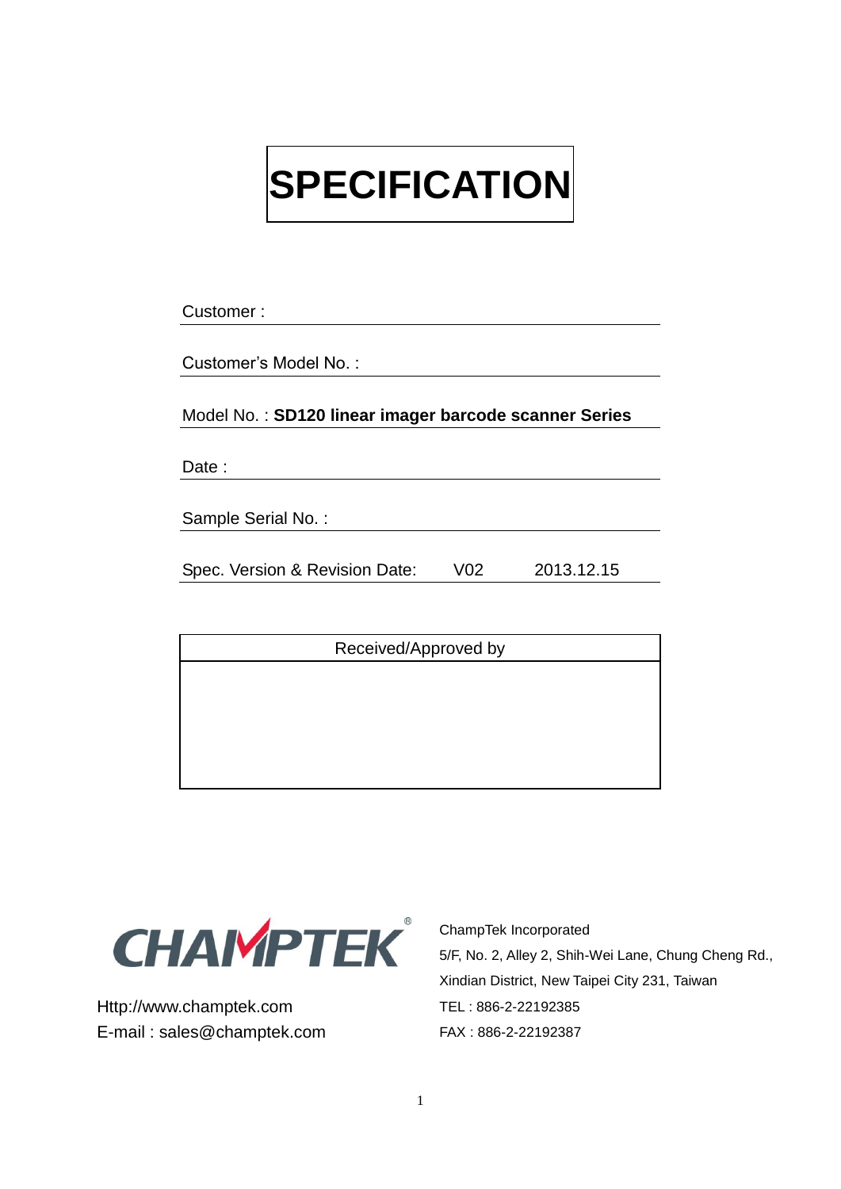# SPECIFICATION

Customer :

Customer's Model No. :

Model No. : **SD120 linear imager barcode scanner Series**

Date :

Sample Serial No. :

Spec. Version & Revision Date: V02 2013.12.15

| Received/Approved by |
| --- |
| |

CHAMPTEK®

Http://www.champtek.com
E-mail : sales@champtek.com

ChampTek Incorporated
5/F, No. 2, Alley 2, Shih-Wei Lane, Chung Cheng Rd.,
Xindian District, New Taipei City 231, Taiwan
TEL : 886-2-22192385
FAX : 886-2-22192387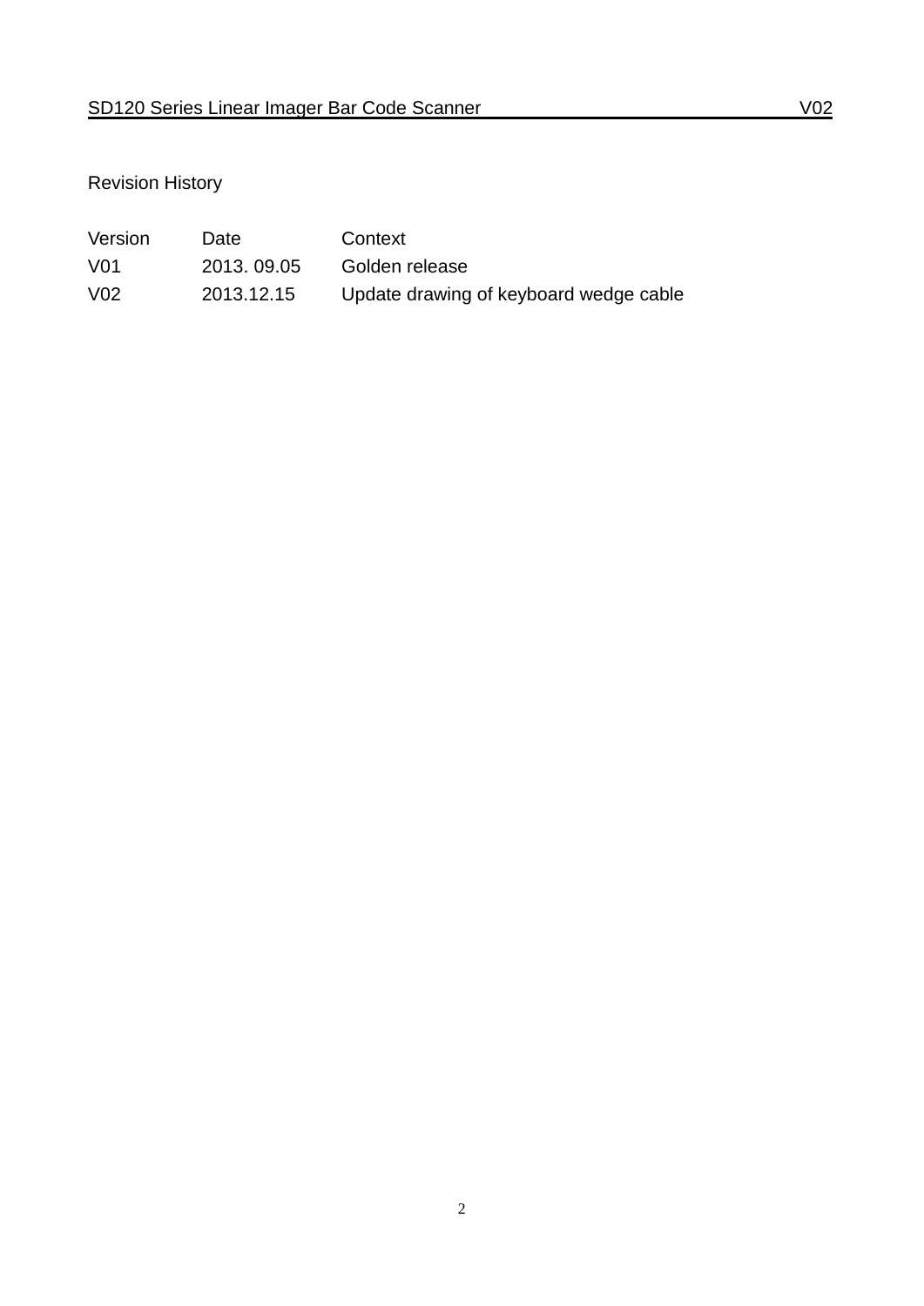## Revision History

| Version | Date | Context |
|---|---|---|
| V01 | 2013. 09.05 | Golden release |
| V02 | 2013.12.15 | Update drawing of keyboard wedge cable |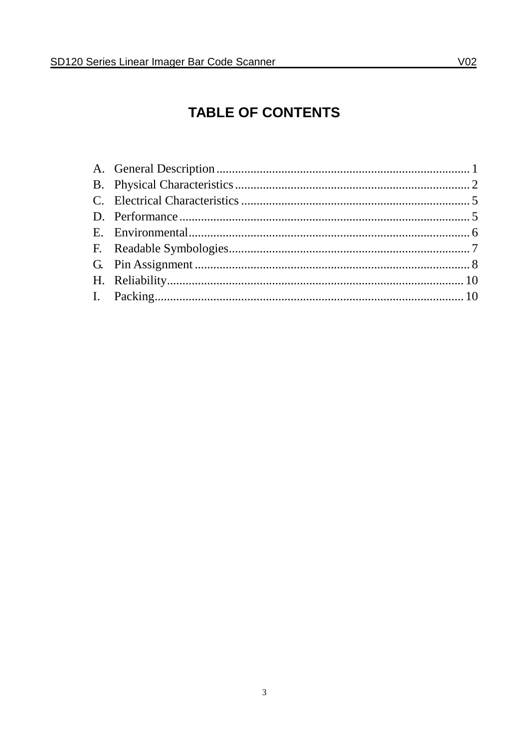# TABLE OF CONTENTS

A. General Description .................................................................................. 1
B. Physical Characteristics ............................................................................ 2
C. Electrical Characteristics .......................................................................... 5
D. Performance .............................................................................................. 5
E. Environmental ............................................................................................ 6
F. Readable Symbologies ............................................................................... 7
G. Pin Assignment .......................................................................................... 8
H. Reliability ................................................................................................. 10
I. Packing ...................................................................................................... 10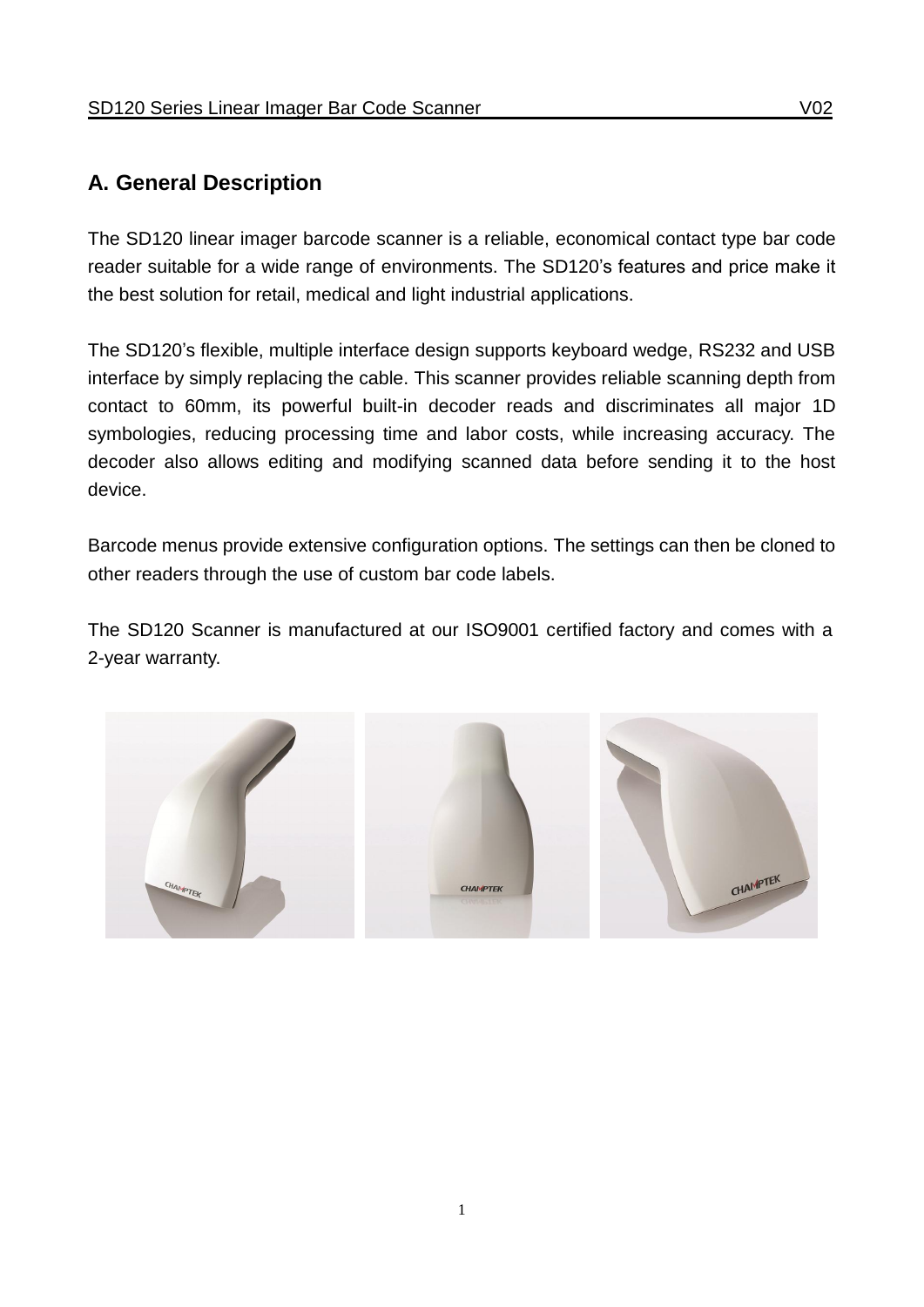## A. General Description

The SD120 linear imager barcode scanner is a reliable, economical contact type bar code reader suitable for a wide range of environments. The SD120's features and price make it the best solution for retail, medical and light industrial applications.

The SD120's flexible, multiple interface design supports keyboard wedge, RS232 and USB interface by simply replacing the cable. This scanner provides reliable scanning depth from contact to 60mm, its powerful built-in decoder reads and discriminates all major 1D symbologies, reducing processing time and labor costs, while increasing accuracy. The decoder also allows editing and modifying scanned data before sending it to the host device.

Barcode menus provide extensive configuration options. The settings can then be cloned to other readers through the use of custom bar code labels.

The SD120 Scanner is manufactured at our ISO9001 certified factory and comes with a 2-year warranty.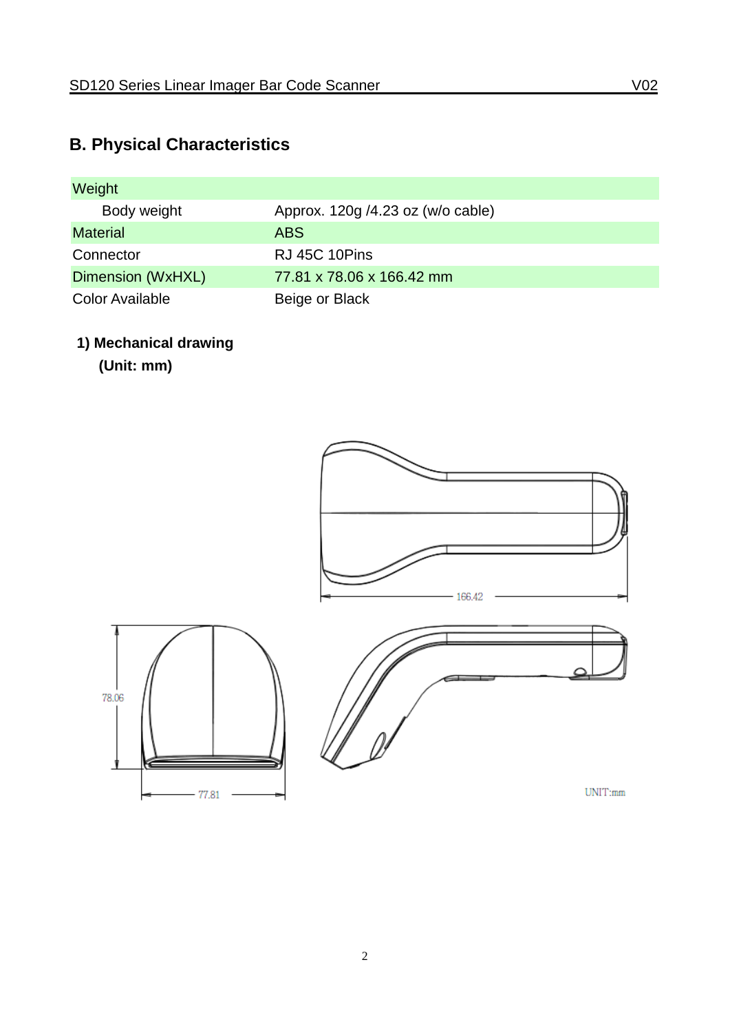## B. Physical Characteristics

| Weight | |
|---|---|
| Body weight | Approx. 120g /4.23 oz (w/o cable) |
| Material | ABS |
| Connector | RJ 45C 10Pins |
| Dimension (WxHXL) | 77.81 x 78.06 x 166.42 mm |
| Color Available | Beige or Black |

**1) Mechanical drawing**

**(Unit: mm)**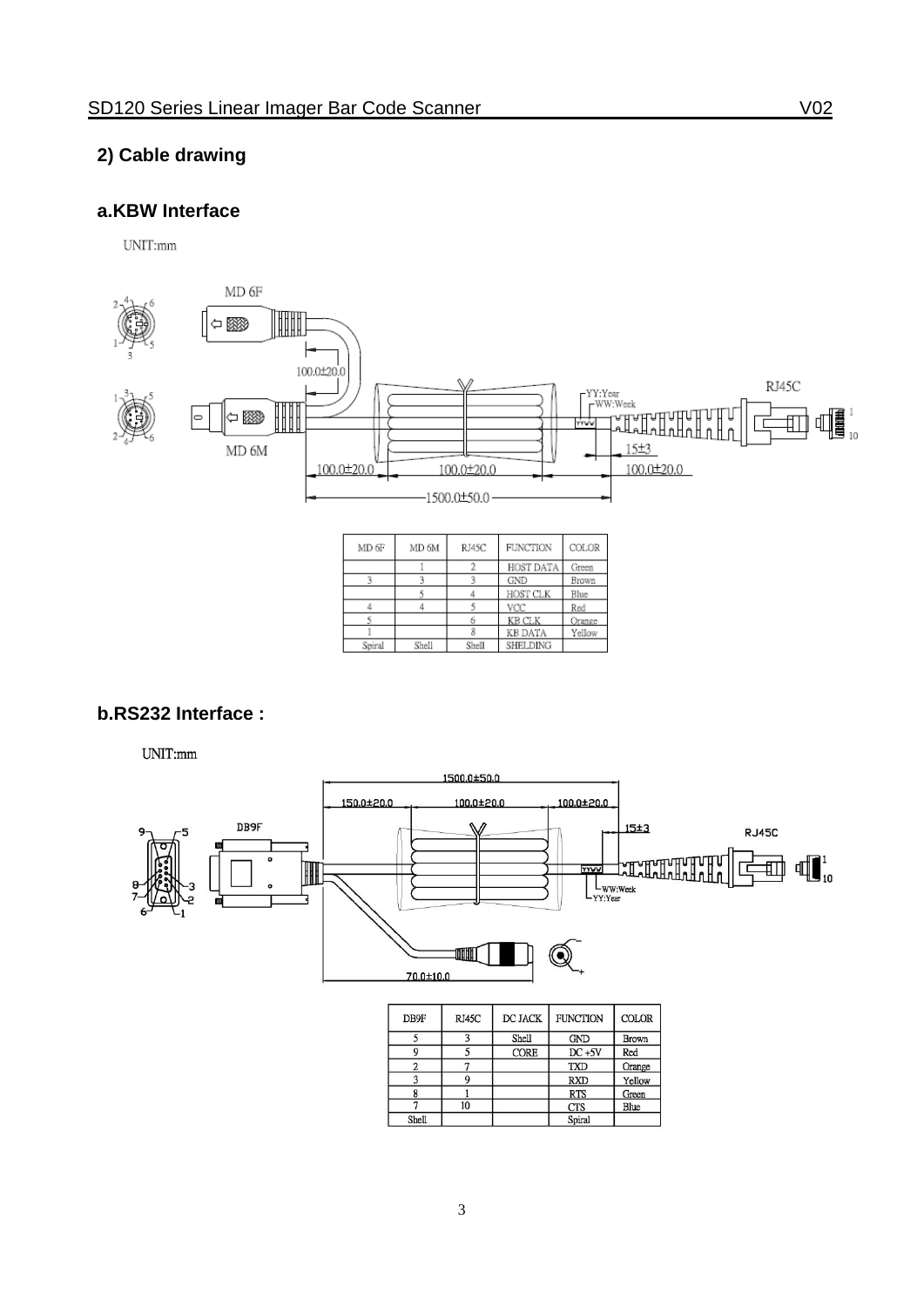## 2) Cable drawing

### a.KBW Interface

UNIT:mm

| MD 6F | MD 6M | RJ45C | FUNCTION | COLOR |
|---|---|---|---|---|
| | 1 | 2 | HOST DATA | Green |
| 3 | 3 | 3 | GND | Brown |
| | 5 | 4 | HOST CLK | Blue |
| 4 | 4 | 5 | VCC | Red |
| 5 | | 6 | KB CLK | Orange |
| 1 | | 8 | KB DATA | Yellow |
| Spiral | Shell | Shell | SHELDING | |

### b.RS232 Interface :

UNIT:mm

| DB9F | RJ45C | DC JACK | FUNCTION | COLOR |
|---|---|---|---|---|
| 5 | 3 | Shell | GND | Brown |
| 9 | 5 | CORE | DC +5V | Red |
| 2 | 7 | | TXD | Orange |
| 3 | 9 | | RXD | Yellow |
| 8 | 1 | | RTS | Green |
| 7 | 10 | | CTS | Blue |
| Shell | | | Spiral | |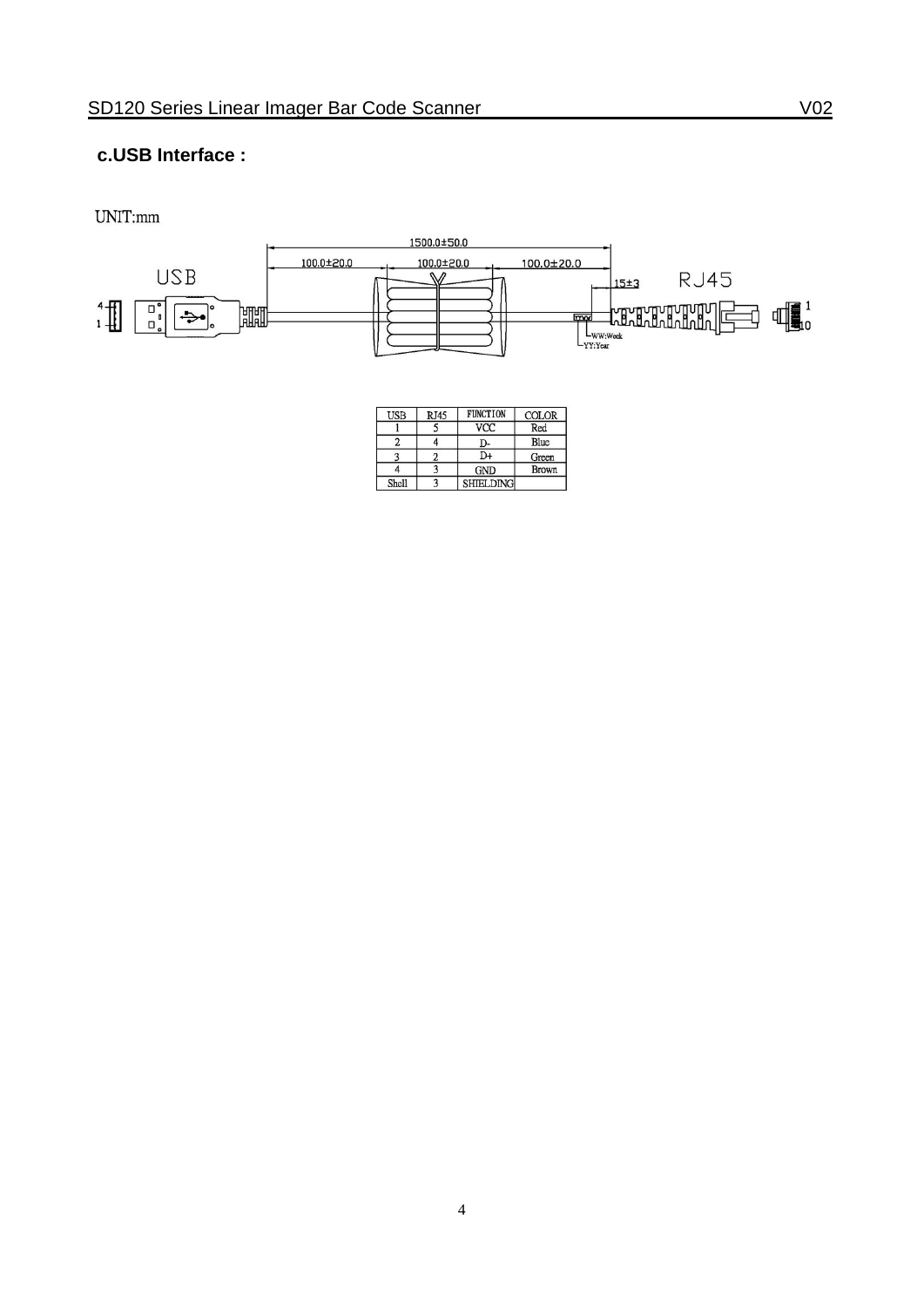**c.USB Interface :**

UNIT:mm

1500.0±50.0

100.0±20.0 100.0±20.0 100.0±20.0

USB 15±3 RJ45

4 1 1 10

WW:Week
YY:Year

| USB | RJ45 | FUNCTION | COLOR |
|---|---|---|---|
| 1 | 5 | VCC | Red |
| 2 | 4 | D- | Blue |
| 3 | 2 | D+ | Green |
| 4 | 3 | GND | Brown |
| Shell | 3 | SHIELDING | |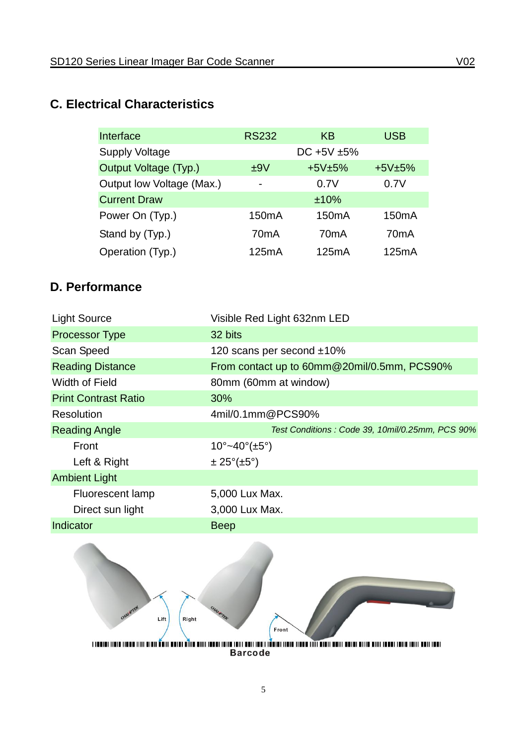## C. Electrical Characteristics

| Interface | RS232 | KB | USB |
|---|---|---|---|
| Supply Voltage | | DC +5V ±5% | |
| Output Voltage (Typ.) | ±9V | +5V±5% | +5V±5% |
| Output low Voltage (Max.) | - | 0.7V | 0.7V |
| Current Draw | | ±10% | |
| Power On (Typ.) | 150mA | 150mA | 150mA |
| Stand by (Typ.) | 70mA | 70mA | 70mA |
| Operation (Typ.) | 125mA | 125mA | 125mA |

## D. Performance

| | |
|---|---|
| Light Source | Visible Red Light 632nm LED |
| Processor Type | 32 bits |
| Scan Speed | 120 scans per second ±10% |
| Reading Distance | From contact up to 60mm@20mil/0.5mm, PCS90% |
| Width of Field | 80mm (60mm at window) |
| Print Contrast Ratio | 30% |
| Resolution | 4mil/0.1mm@PCS90% |
| Reading Angle | *Test Conditions : Code 39, 10mil/0.25mm, PCS 90%* |
| Front | 10°~40°(±5°) |
| Left & Right | ± 25°(±5°) |
| Ambient Light | |
| Fluorescent lamp | 5,000 Lux Max. |
| Direct sun light | 3,000 Lux Max. |
| Indicator | Beep |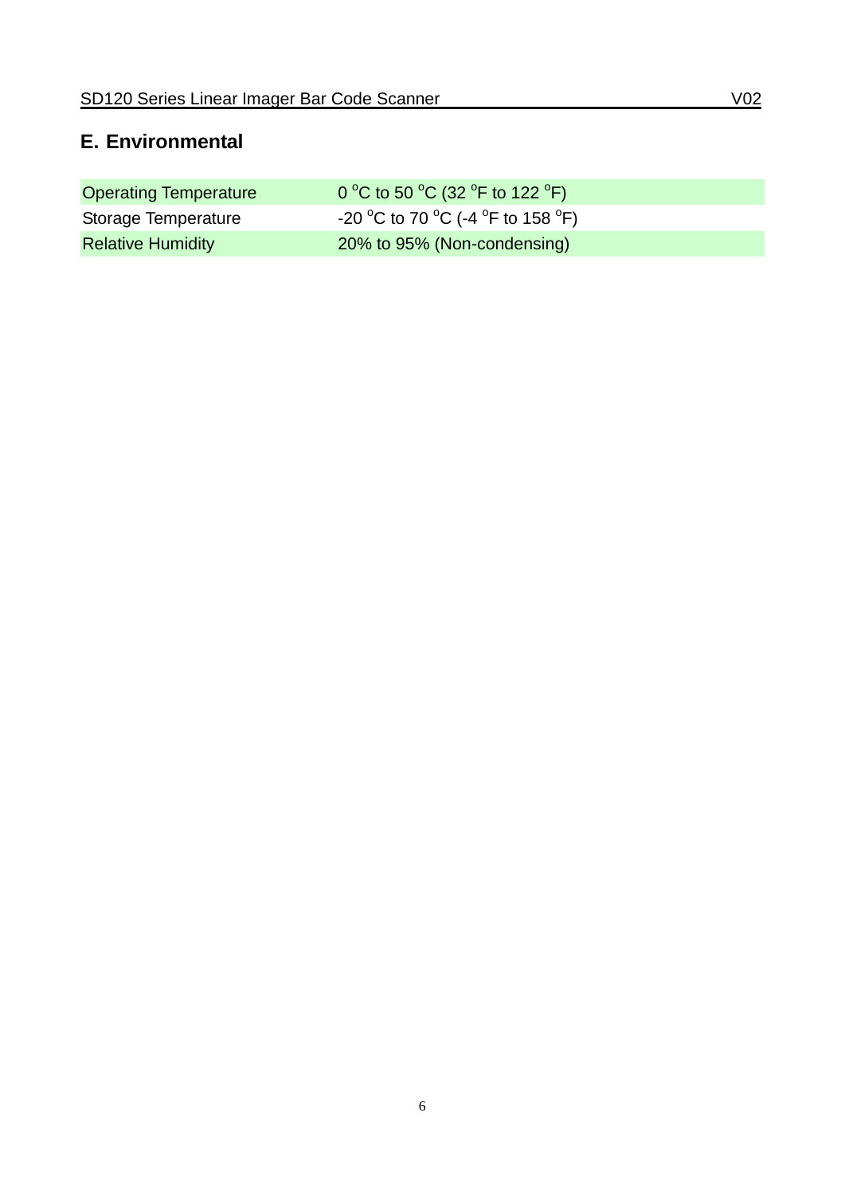## E. Environmental

| | |
|---|---|
| Operating Temperature | 0 $^oC$ to 50 $^oC$ (32 $^oF$ to 122 $^oF$) |
| Storage Temperature | -20 $^oC$ to 70 $^oC$ (-4 $^oF$ to 158 $^oF$) |
| Relative Humidity | 20% to 95% (Non-condensing) |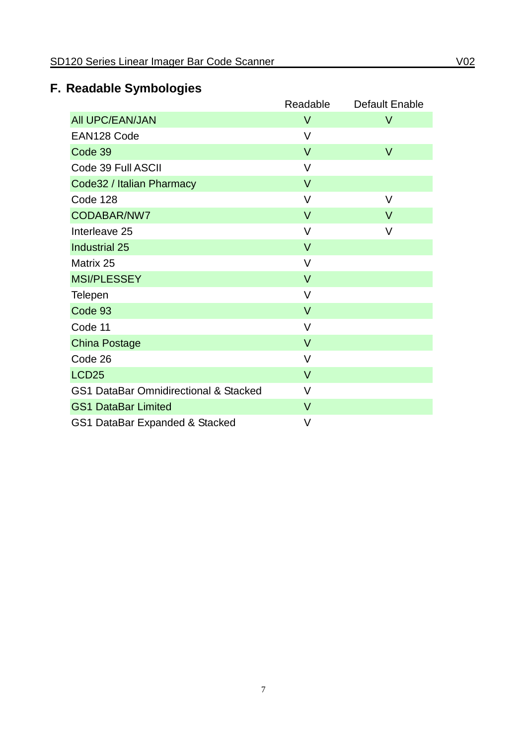## F. Readable Symbologies

| | Readable | Default Enable |
|---|---|---|
| All UPC/EAN/JAN | V | V |
| EAN128 Code | V | |
| Code 39 | V | V |
| Code 39 Full ASCII | V | |
| Code32 / Italian Pharmacy | V | |
| Code 128 | V | V |
| CODABAR/NW7 | V | V |
| Interleave 25 | V | V |
| Industrial 25 | V | |
| Matrix 25 | V | |
| MSI/PLESSEY | V | |
| Telepen | V | |
| Code 93 | V | |
| Code 11 | V | |
| China Postage | V | |
| Code 26 | V | |
| LCD25 | V | |
| GS1 DataBar Omnidirectional & Stacked | V | |
| GS1 DataBar Limited | V | |
| GS1 DataBar Expanded & Stacked | V | |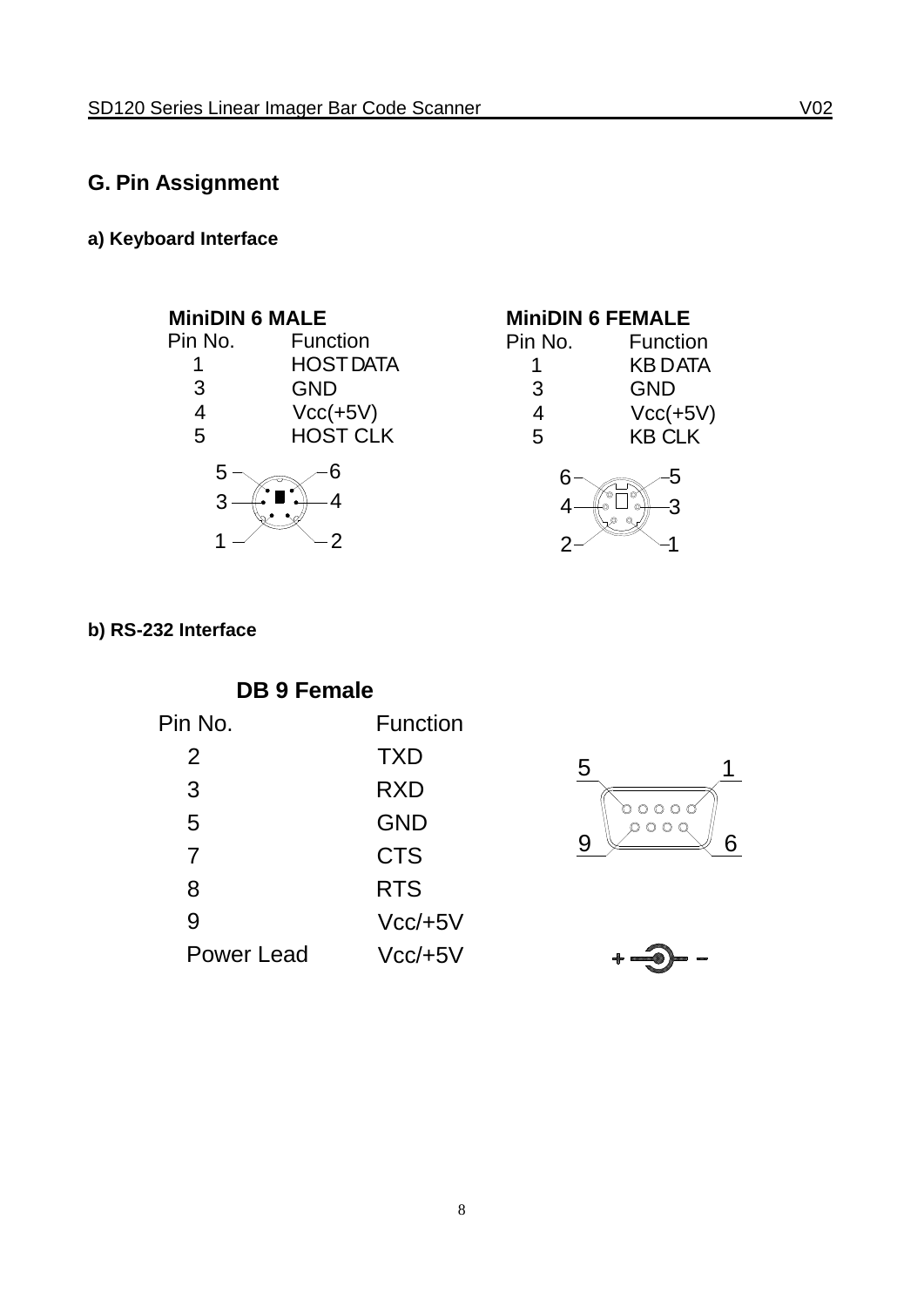## G. Pin Assignment

### a) Keyboard Interface

**MiniDIN 6 MALE**

| Pin No. | Function |
|---|---|
| 1 | HOST DATA |
| 3 | GND |
| 4 | Vcc(+5V) |
| 5 | HOST CLK |

**MiniDIN 6 FEMALE**

| Pin No. | Function |
|---|---|
| 1 | KB DATA |
| 3 | GND |
| 4 | Vcc(+5V) |
| 5 | KB CLK |

### b) RS-232 Interface

**DB 9 Female**

| Pin No. | Function |
|---|---|
| 2 | TXD |
| 3 | RXD |
| 5 | GND |
| 7 | CTS |
| 8 | RTS |
| 9 | Vcc/+5V |
| Power Lead | Vcc/+5V |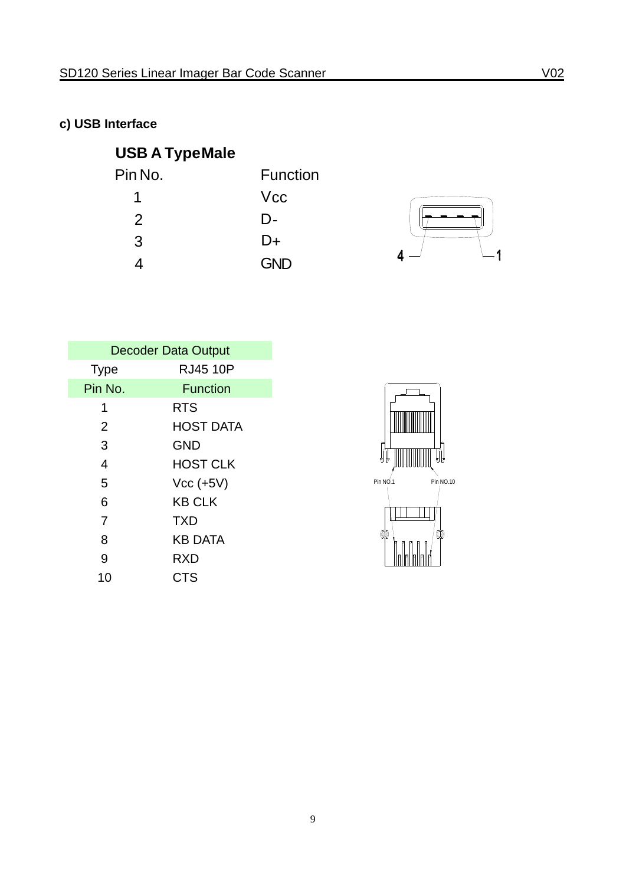**c) USB Interface**

**USB A Type Male**

| Pin No. | Function |
|---|---|
| 1 | Vcc |
| 2 | D- |
| 3 | D+ |
| 4 | GND |

| Decoder Data Output | |
|---|---|
| Type | RJ45 10P |
| Pin No. | Function |
| 1 | RTS |
| 2 | HOST DATA |
| 3 | GND |
| 4 | HOST CLK |
| 5 | Vcc (+5V) |
| 6 | KB CLK |
| 7 | TXD |
| 8 | KB DATA |
| 9 | RXD |
| 10 | CTS |

Pin NO.1 Pin NO.10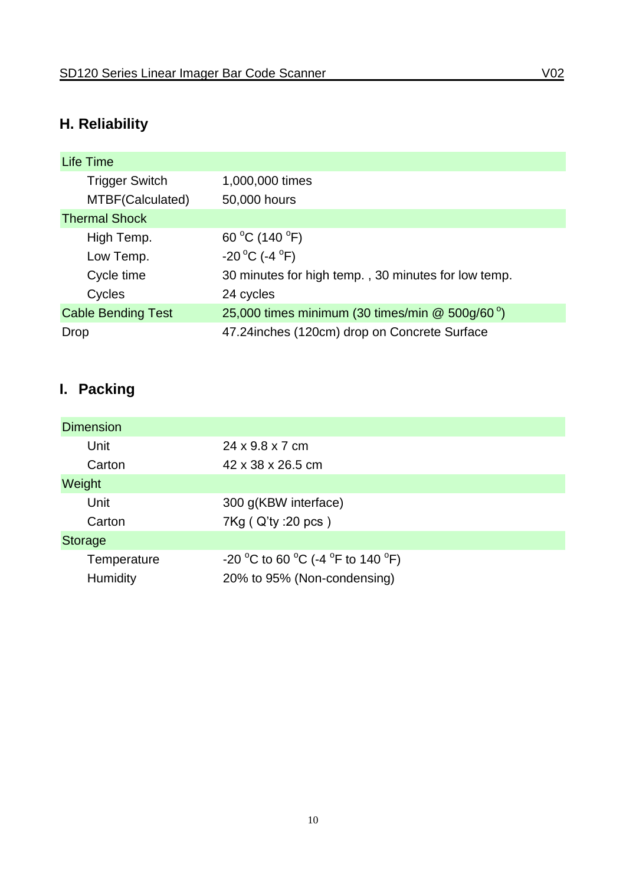## H. Reliability

| Life Time | |
|---|---|
| Trigger Switch | 1,000,000 times |
| MTBF(Calculated) | 50,000 hours |
| **Thermal Shock** | |
| High Temp. | 60 °C (140 °F) |
| Low Temp. | -20 °C (-4 °F) |
| Cycle time | 30 minutes for high temp. , 30 minutes for low temp. |
| Cycles | 24 cycles |
| Cable Bending Test | 25,000 times minimum (30 times/min @ 500g/60 °) |
| Drop | 47.24inches (120cm) drop on Concrete Surface |

## I. Packing

| Dimension | |
|---|---|
| Unit | 24 x 9.8 x 7 cm |
| Carton | 42 x 38 x 26.5 cm |
| **Weight** | |
| Unit | 300 g(KBW interface) |
| Carton | 7Kg ( Q'ty :20 pcs ) |
| **Storage** | |
| Temperature | -20 °C to 60 °C (-4 °F to 140 °F) |
| Humidity | 20% to 95% (Non-condensing) |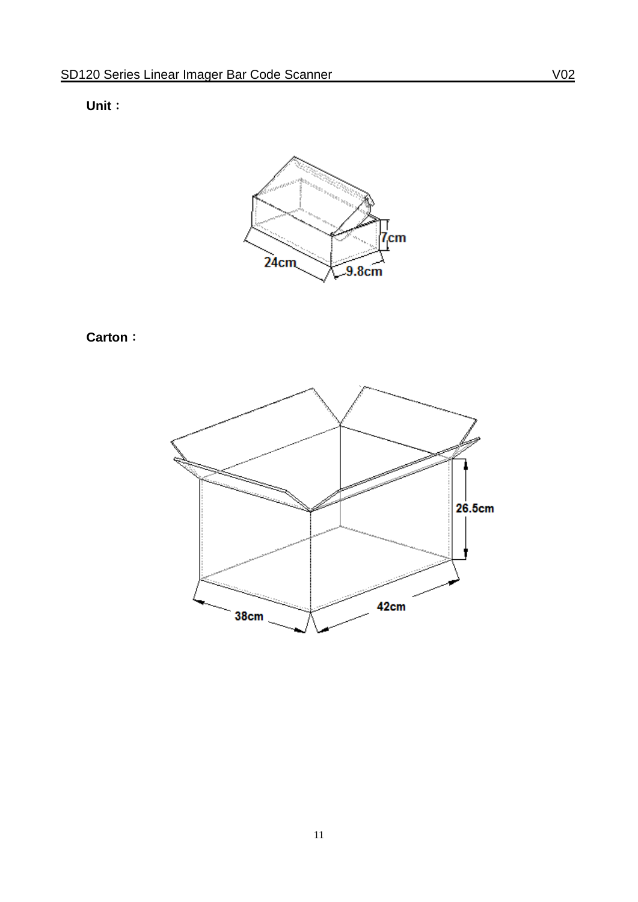**Unit：**

24cm

9.8cm

7cm

**Carton：**

26.5cm

38cm

42cm